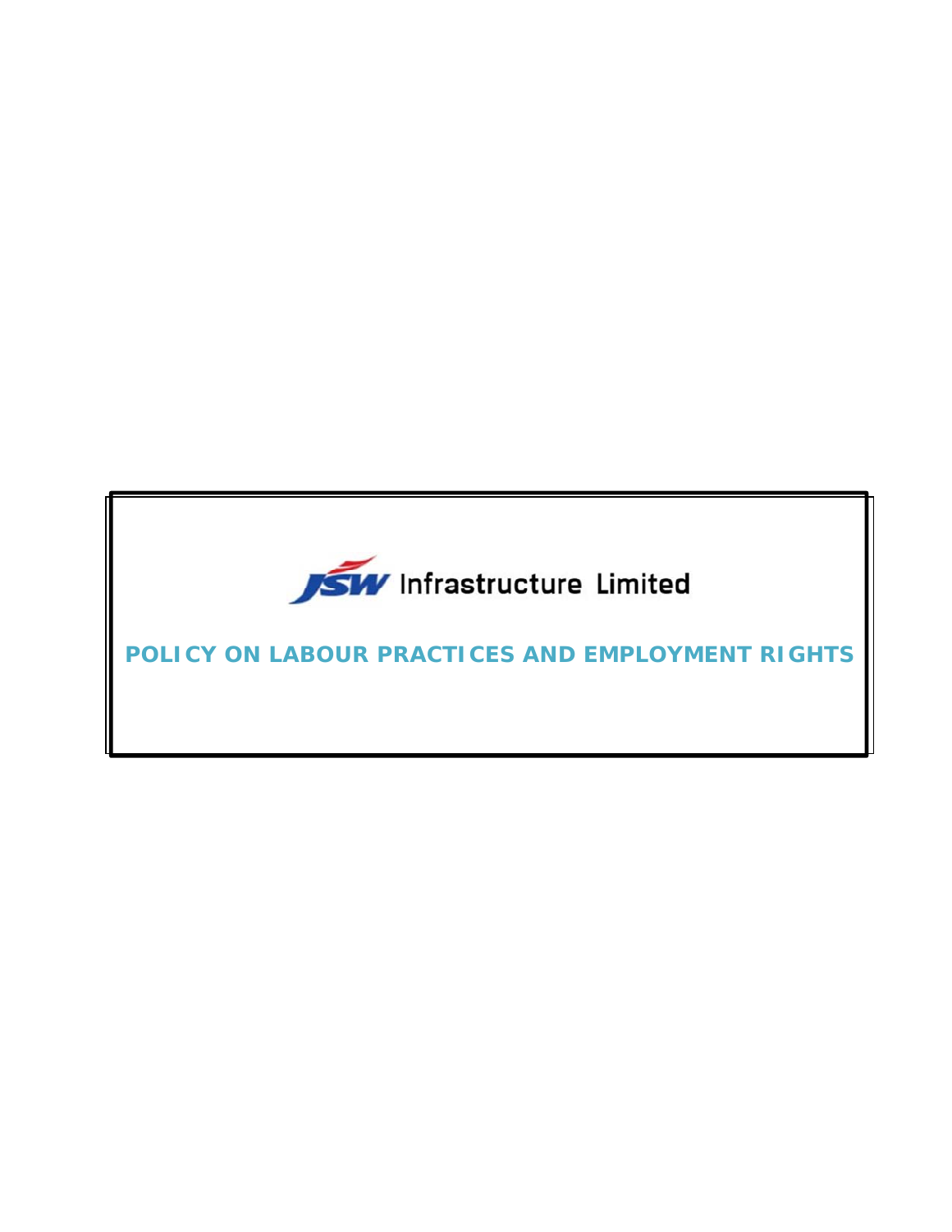JSW Infrastructure Limited

# POLICY ON LABOUR PRACTICES AND EMPLOYMENT RIGHTS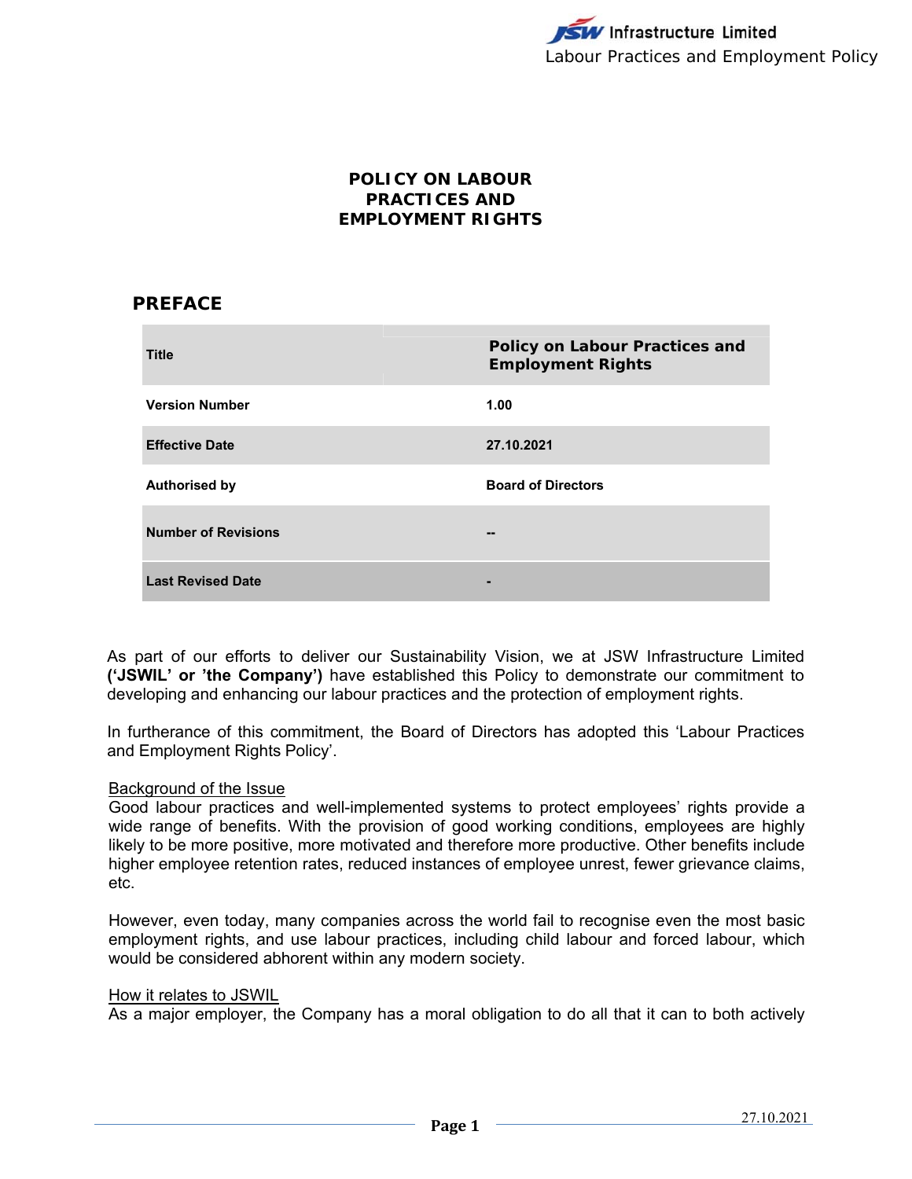# POLICY ON LABOUR PRACTICES AND EMPLOYMENT RIGHTS

## PREFACE

| Title | Policy on Labour Practices and Employment Rights |
|---|---|
| Version Number | 1.00 |
| Effective Date | 27.10.2021 |
| Authorised by | Board of Directors |
| Number of Revisions | -- |
| Last Revised Date | - |

As part of our efforts to deliver our Sustainability Vision, we at JSW Infrastructure Limited **('JSWIL' or 'the Company')** have established this Policy to demonstrate our commitment to developing and enhancing our labour practices and the protection of employment rights.

In furtherance of this commitment, the Board of Directors has adopted this 'Labour Practices and Employment Rights Policy'.

<u>Background of the Issue</u>

Good labour practices and well-implemented systems to protect employees' rights provide a wide range of benefits. With the provision of good working conditions, employees are highly likely to be more positive, more motivated and therefore more productive. Other benefits include higher employee retention rates, reduced instances of employee unrest, fewer grievance claims, etc.

However, even today, many companies across the world fail to recognise even the most basic employment rights, and use labour practices, including child labour and forced labour, which would be considered abhorent within any modern society.

<u>How it relates to JSWIL</u>

As a major employer, the Company has a moral obligation to do all that it can to both actively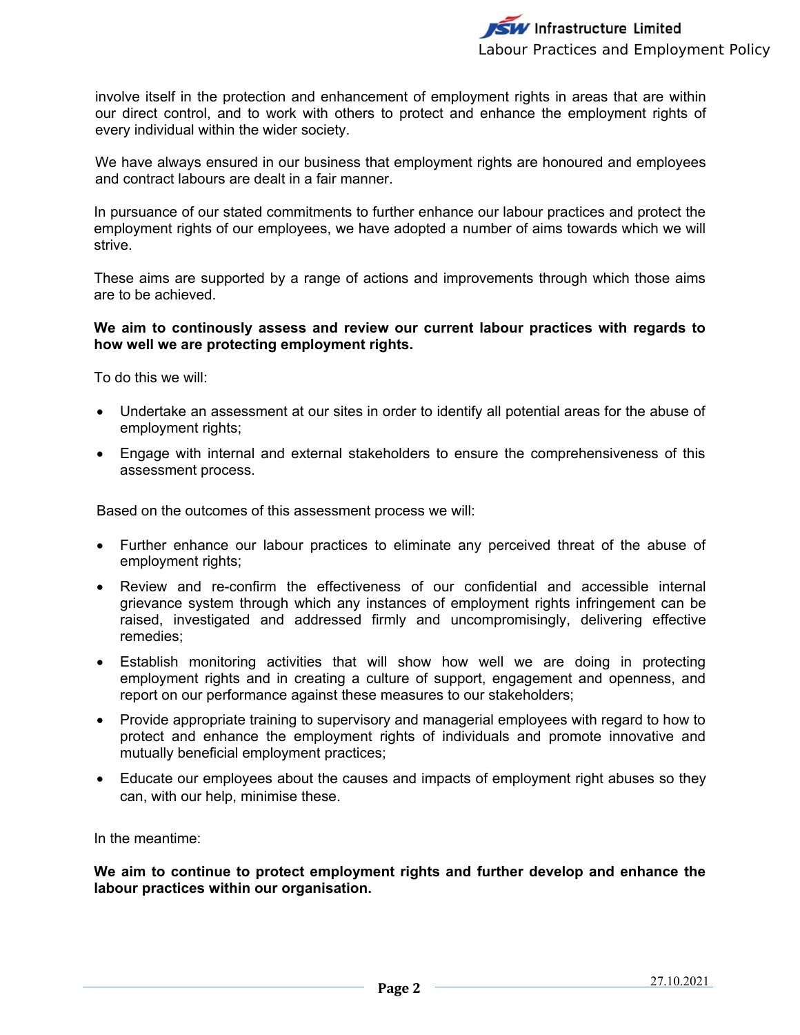involve itself in the protection and enhancement of employment rights in areas that are within our direct control, and to work with others to protect and enhance the employment rights of every individual within the wider society.

We have always ensured in our business that employment rights are honoured and employees and contract labours are dealt in a fair manner.

In pursuance of our stated commitments to further enhance our labour practices and protect the employment rights of our employees, we have adopted a number of aims towards which we will strive.

These aims are supported by a range of actions and improvements through which those aims are to be achieved.

**We aim to continously assess and review our current labour practices with regards to how well we are protecting employment rights.**

To do this we will:

- Undertake an assessment at our sites in order to identify all potential areas for the abuse of employment rights;
- Engage with internal and external stakeholders to ensure the comprehensiveness of this assessment process.

Based on the outcomes of this assessment process we will:

- Further enhance our labour practices to eliminate any perceived threat of the abuse of employment rights;
- Review and re-confirm the effectiveness of our confidential and accessible internal grievance system through which any instances of employment rights infringement can be raised, investigated and addressed firmly and uncompromisingly, delivering effective remedies;
- Establish monitoring activities that will show how well we are doing in protecting employment rights and in creating a culture of support, engagement and openness, and report on our performance against these measures to our stakeholders;
- Provide appropriate training to supervisory and managerial employees with regard to how to protect and enhance the employment rights of individuals and promote innovative and mutually beneficial employment practices;
- Educate our employees about the causes and impacts of employment right abuses so they can, with our help, minimise these.

In the meantime:

**We aim to continue to protect employment rights and further develop and enhance the labour practices within our organisation.**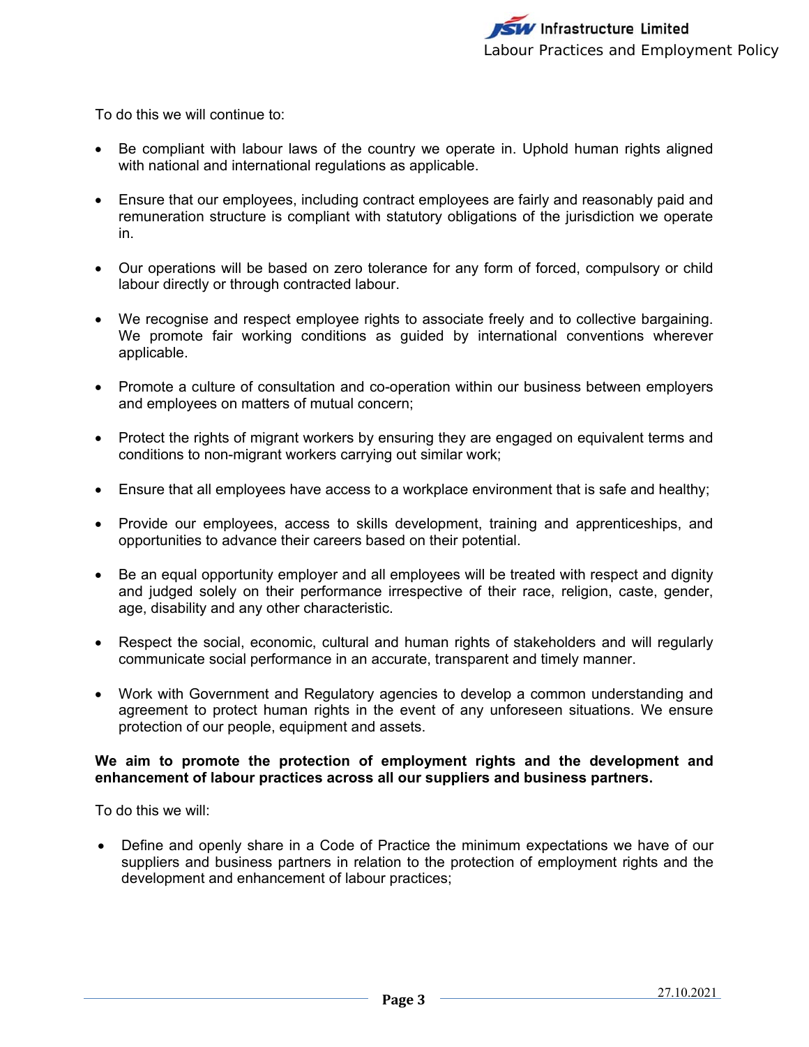To do this we will continue to:

- Be compliant with labour laws of the country we operate in. Uphold human rights aligned with national and international regulations as applicable.
- Ensure that our employees, including contract employees are fairly and reasonably paid and remuneration structure is compliant with statutory obligations of the jurisdiction we operate in.
- Our operations will be based on zero tolerance for any form of forced, compulsory or child labour directly or through contracted labour.
- We recognise and respect employee rights to associate freely and to collective bargaining. We promote fair working conditions as guided by international conventions wherever applicable.
- Promote a culture of consultation and co-operation within our business between employers and employees on matters of mutual concern;
- Protect the rights of migrant workers by ensuring they are engaged on equivalent terms and conditions to non-migrant workers carrying out similar work;
- Ensure that all employees have access to a workplace environment that is safe and healthy;
- Provide our employees, access to skills development, training and apprenticeships, and opportunities to advance their careers based on their potential.
- Be an equal opportunity employer and all employees will be treated with respect and dignity and judged solely on their performance irrespective of their race, religion, caste, gender, age, disability and any other characteristic.
- Respect the social, economic, cultural and human rights of stakeholders and will regularly communicate social performance in an accurate, transparent and timely manner.
- Work with Government and Regulatory agencies to develop a common understanding and agreement to protect human rights in the event of any unforeseen situations. We ensure protection of our people, equipment and assets.

**We aim to promote the protection of employment rights and the development and enhancement of labour practices across all our suppliers and business partners.**

To do this we will:

- Define and openly share in a Code of Practice the minimum expectations we have of our suppliers and business partners in relation to the protection of employment rights and the development and enhancement of labour practices;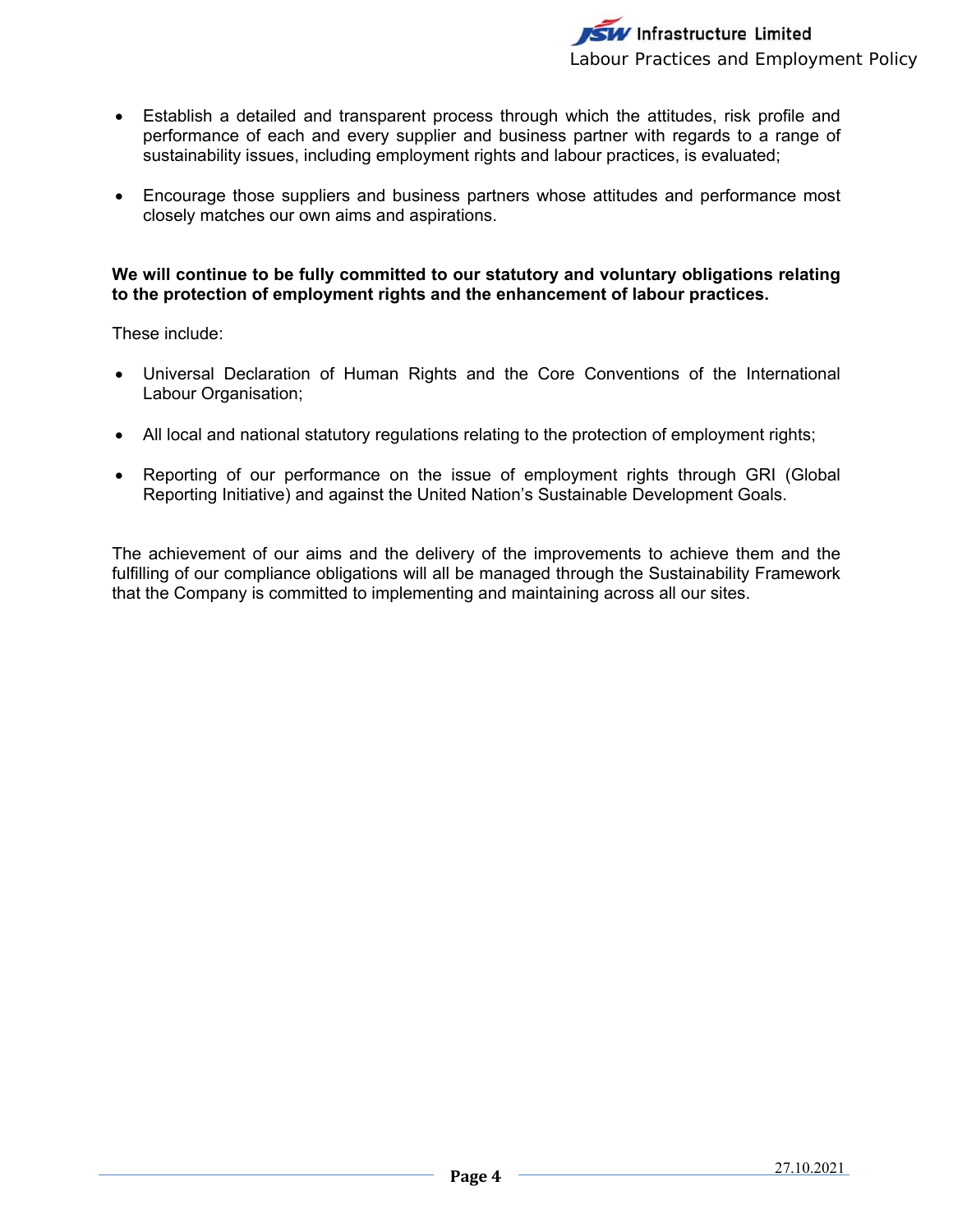- Establish a detailed and transparent process through which the attitudes, risk profile and performance of each and every supplier and business partner with regards to a range of sustainability issues, including employment rights and labour practices, is evaluated;

- Encourage those suppliers and business partners whose attitudes and performance most closely matches our own aims and aspirations.

**We will continue to be fully committed to our statutory and voluntary obligations relating to the protection of employment rights and the enhancement of labour practices.**

These include:

- Universal Declaration of Human Rights and the Core Conventions of the International Labour Organisation;

- All local and national statutory regulations relating to the protection of employment rights;

- Reporting of our performance on the issue of employment rights through GRI (Global Reporting Initiative) and against the United Nation's Sustainable Development Goals.

The achievement of our aims and the delivery of the improvements to achieve them and the fulfilling of our compliance obligations will all be managed through the Sustainability Framework that the Company is committed to implementing and maintaining across all our sites.